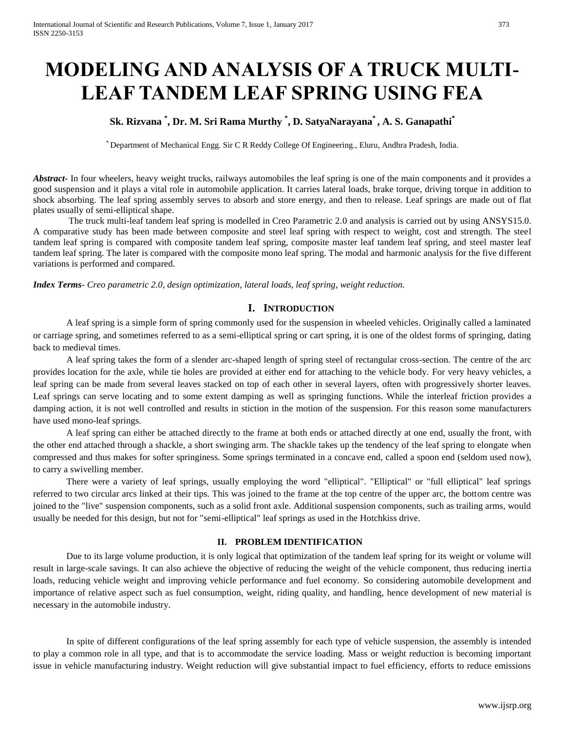# MODELING AND ANALYSIS OF A TRUCK MULTI-LEAF TANDEM LEAF SPRING USING FEA

**Sk. Rizvana [*], Dr. M. Sri Rama Murthy [*], D. SatyaNarayana[*], A. S. Ganapathi[*]**

[*] Department of Mechanical Engg. Sir C R Reddy College Of Engineering., Eluru, Andhra Pradesh, India.

***Abstract-*** In four wheelers, heavy weight trucks, railways automobiles the leaf spring is one of the main components and it provides a good suspension and it plays a vital role in automobile application. It carries lateral loads, brake torque, driving torque in addition to shock absorbing. The leaf spring assembly serves to absorb and store energy, and then to release. Leaf springs are made out of flat plates usually of semi-elliptical shape.

The truck multi-leaf tandem leaf spring is modelled in Creo Parametric 2.0 and analysis is carried out by using ANSYS15.0. A comparative study has been made between composite and steel leaf spring with respect to weight, cost and strength. The steel tandem leaf spring is compared with composite tandem leaf spring, composite master leaf tandem leaf spring, and steel master leaf tandem leaf spring. The later is compared with the composite mono leaf spring. The modal and harmonic analysis for the five different variations is performed and compared.

***Index Terms-*** *Creo parametric 2.0, design optimization, lateral loads, leaf spring, weight reduction.*

## I. INTRODUCTION

A leaf spring is a simple form of spring commonly used for the suspension in wheeled vehicles. Originally called a laminated or carriage spring, and sometimes referred to as a semi-elliptical spring or cart spring, it is one of the oldest forms of springing, dating back to medieval times.

A leaf spring takes the form of a slender arc-shaped length of spring steel of rectangular cross-section. The centre of the arc provides location for the axle, while tie holes are provided at either end for attaching to the vehicle body. For very heavy vehicles, a leaf spring can be made from several leaves stacked on top of each other in several layers, often with progressively shorter leaves. Leaf springs can serve locating and to some extent damping as well as springing functions. While the interleaf friction provides a damping action, it is not well controlled and results in stiction in the motion of the suspension. For this reason some manufacturers have used mono-leaf springs.

A leaf spring can either be attached directly to the frame at both ends or attached directly at one end, usually the front, with the other end attached through a shackle, a short swinging arm. The shackle takes up the tendency of the leaf spring to elongate when compressed and thus makes for softer springiness. Some springs terminated in a concave end, called a spoon end (seldom used now), to carry a swivelling member.

There were a variety of leaf springs, usually employing the word "elliptical". "Elliptical" or "full elliptical" leaf springs referred to two circular arcs linked at their tips. This was joined to the frame at the top centre of the upper arc, the bottom centre was joined to the "live" suspension components, such as a solid front axle. Additional suspension components, such as trailing arms, would usually be needed for this design, but not for "semi-elliptical" leaf springs as used in the Hotchkiss drive.

## II. PROBLEM IDENTIFICATION

Due to its large volume production, it is only logical that optimization of the tandem leaf spring for its weight or volume will result in large-scale savings. It can also achieve the objective of reducing the weight of the vehicle component, thus reducing inertia loads, reducing vehicle weight and improving vehicle performance and fuel economy. So considering automobile development and importance of relative aspect such as fuel consumption, weight, riding quality, and handling, hence development of new material is necessary in the automobile industry.

In spite of different configurations of the leaf spring assembly for each type of vehicle suspension, the assembly is intended to play a common role in all type, and that is to accommodate the service loading. Mass or weight reduction is becoming important issue in vehicle manufacturing industry. Weight reduction will give substantial impact to fuel efficiency, efforts to reduce emissions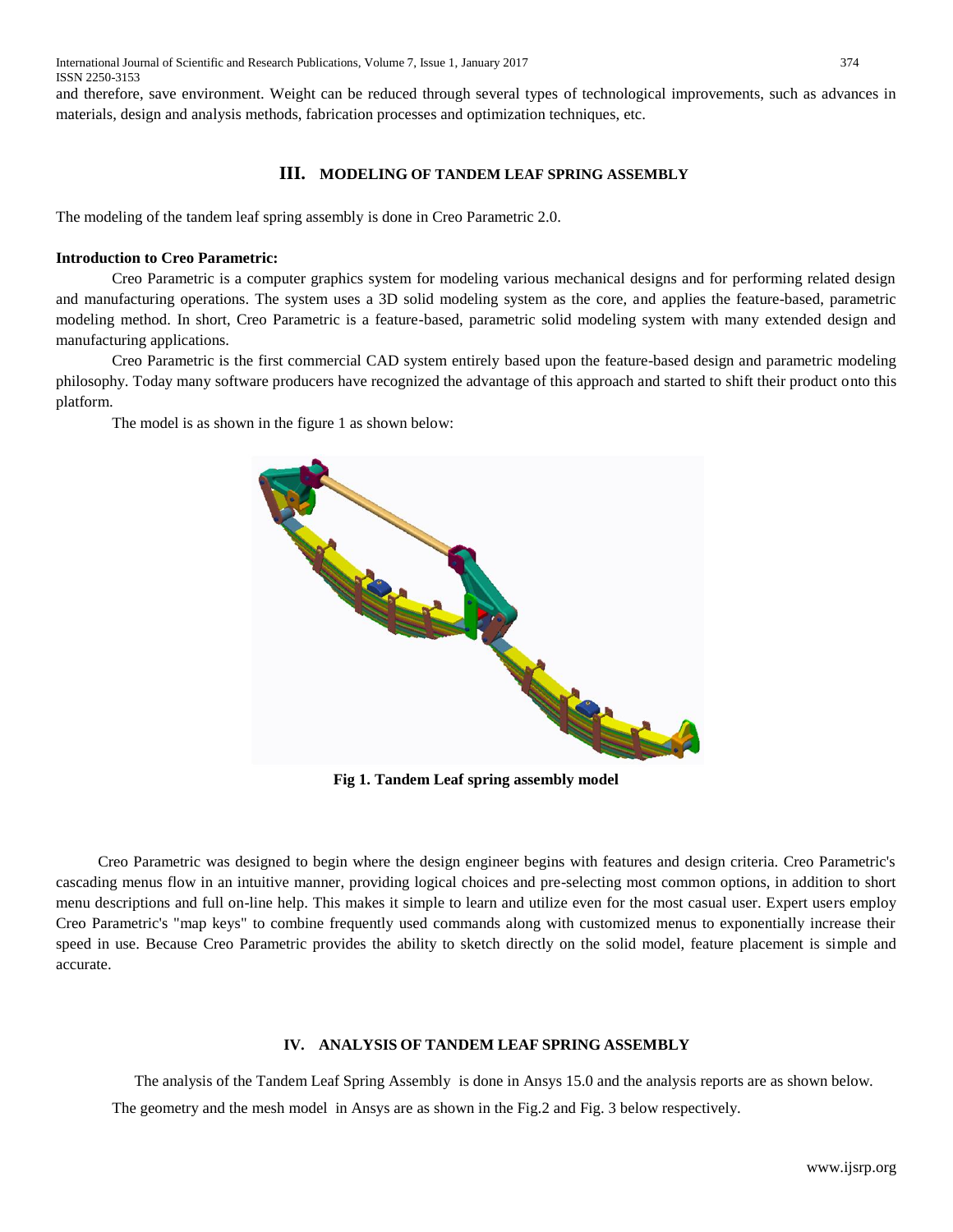and therefore, save environment. Weight can be reduced through several types of technological improvements, such as advances in materials, design and analysis methods, fabrication processes and optimization techniques, etc.

## III. MODELING OF TANDEM LEAF SPRING ASSEMBLY

The modeling of the tandem leaf spring assembly is done in Creo Parametric 2.0.

**Introduction to Creo Parametric:**

Creo Parametric is a computer graphics system for modeling various mechanical designs and for performing related design and manufacturing operations. The system uses a 3D solid modeling system as the core, and applies the feature-based, parametric modeling method. In short, Creo Parametric is a feature-based, parametric solid modeling system with many extended design and manufacturing applications.

Creo Parametric is the first commercial CAD system entirely based upon the feature-based design and parametric modeling philosophy. Today many software producers have recognized the advantage of this approach and started to shift their product onto this platform.

The model is as shown in the figure 1 as shown below:

**Fig 1. Tandem Leaf spring assembly model**

Creo Parametric was designed to begin where the design engineer begins with features and design criteria. Creo Parametric's cascading menus flow in an intuitive manner, providing logical choices and pre-selecting most common options, in addition to short menu descriptions and full on-line help. This makes it simple to learn and utilize even for the most casual user. Expert users employ Creo Parametric's "map keys" to combine frequently used commands along with customized menus to exponentially increase their speed in use. Because Creo Parametric provides the ability to sketch directly on the solid model, feature placement is simple and accurate.

## IV. ANALYSIS OF TANDEM LEAF SPRING ASSEMBLY

The analysis of the Tandem Leaf Spring Assembly is done in Ansys 15.0 and the analysis reports are as shown below.

The geometry and the mesh model in Ansys are as shown in the Fig.2 and Fig. 3 below respectively.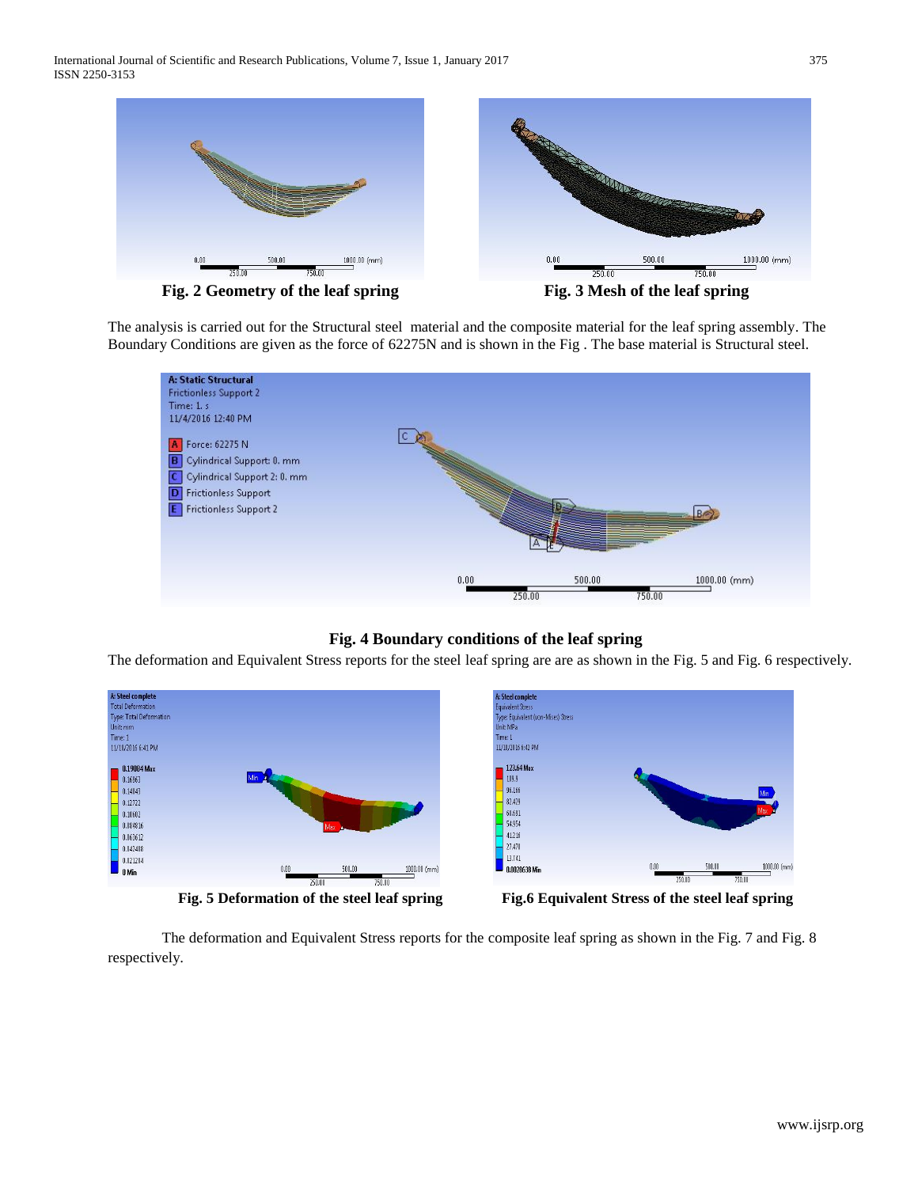Fig. 2 Geometry of the leaf spring

Fig. 3 Mesh of the leaf spring

The analysis is carried out for the Structural steel material and the composite material for the leaf spring assembly. The Boundary Conditions are given as the force of 62275N and is shown in the Fig . The base material is Structural steel.

**Fig. 4 Boundary conditions of the leaf spring**

The deformation and Equivalent Stress reports for the steel leaf spring are are as shown in the Fig. 5 and Fig. 6 respectively.

**Fig. 5 Deformation of the steel leaf spring**

**Fig.6 Equivalent Stress of the steel leaf spring**

The deformation and Equivalent Stress reports for the composite leaf spring as shown in the Fig. 7 and Fig. 8 respectively.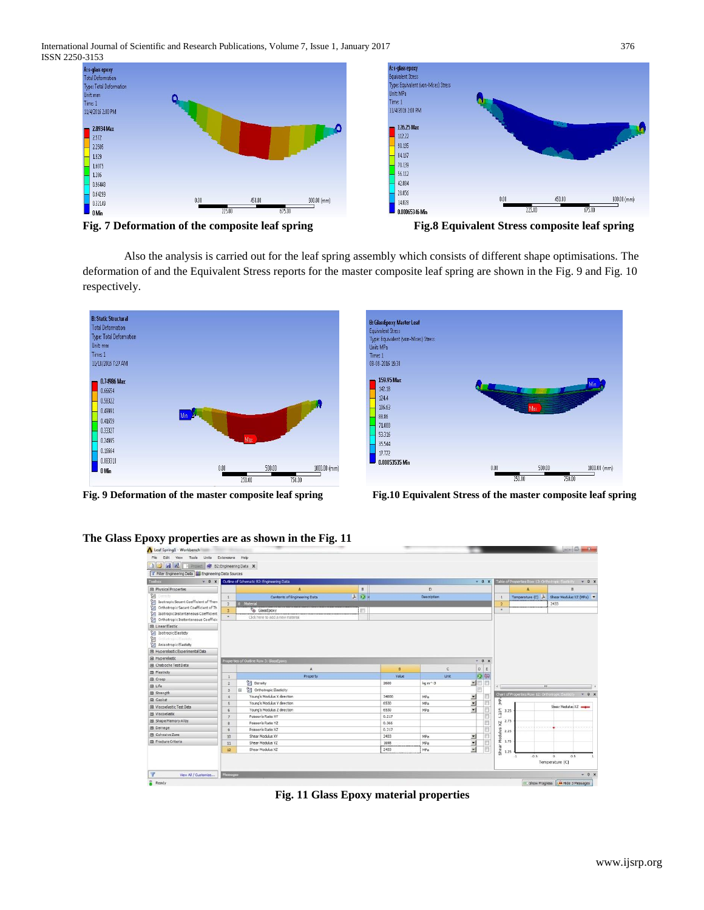Fig. 7 Deformation of the composite leaf spring

Fig.8 Equivalent Stress composite leaf spring

Also the analysis is carried out for the leaf spring assembly which consists of different shape optimisations. The deformation of and the Equivalent Stress reports for the master composite leaf spring are shown in the Fig. 9 and Fig. 10 respectively.

Fig. 9 Deformation of the master composite leaf spring

Fig.10 Equivalent Stress of the master composite leaf spring

**The Glass Epoxy properties are as shown in the Fig. 11**

**Fig. 11 Glass Epoxy material properties**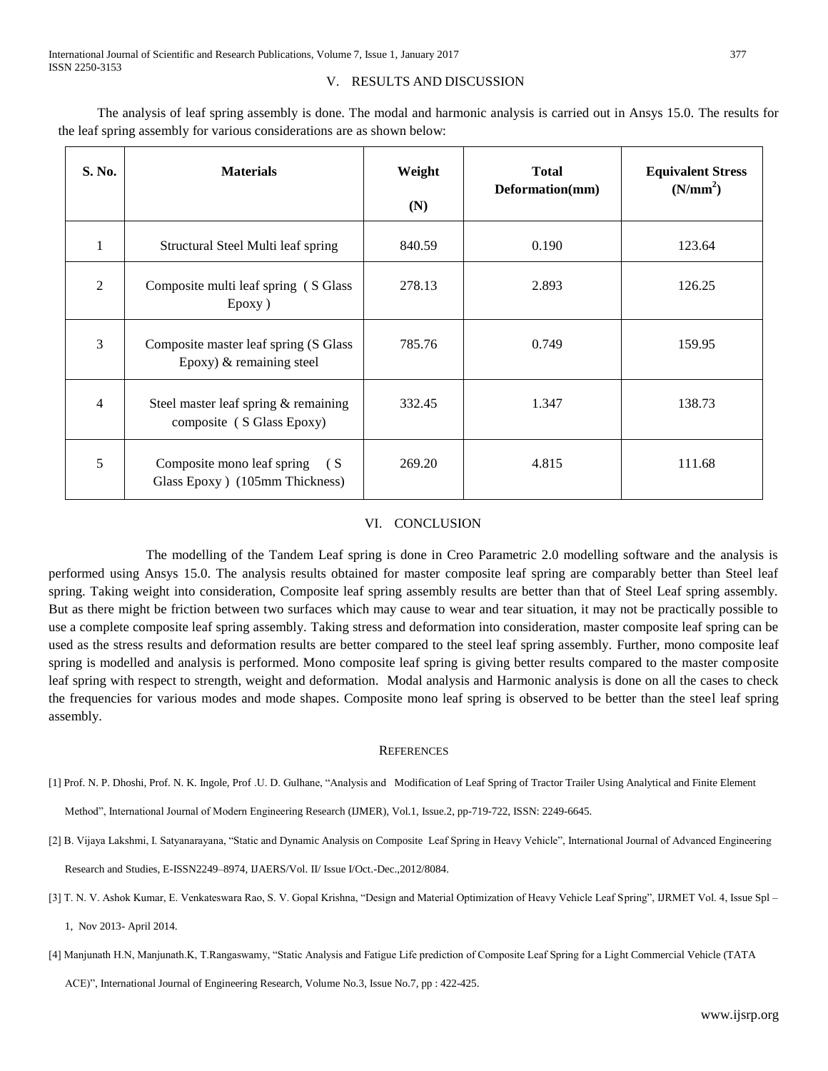## V. RESULTS AND DISCUSSION

The analysis of leaf spring assembly is done. The modal and harmonic analysis is carried out in Ansys 15.0. The results for the leaf spring assembly for various considerations are as shown below:

| S. No. | Materials | Weight (N) | Total Deformation(mm) | Equivalent Stress ($N/mm^2$) |
|---|---|---|---|---|
| 1 | Structural Steel Multi leaf spring | 840.59 | 0.190 | 123.64 |
| 2 | Composite multi leaf spring ( S Glass Epoxy ) | 278.13 | 2.893 | 126.25 |
| 3 | Composite master leaf spring (S Glass Epoxy) & remaining steel | 785.76 | 0.749 | 159.95 |
| 4 | Steel master leaf spring & remaining composite ( S Glass Epoxy) | 332.45 | 1.347 | 138.73 |
| 5 | Composite mono leaf spring ( S Glass Epoxy ) (105mm Thickness) | 269.20 | 4.815 | 111.68 |

## VI. CONCLUSION

The modelling of the Tandem Leaf spring is done in Creo Parametric 2.0 modelling software and the analysis is performed using Ansys 15.0. The analysis results obtained for master composite leaf spring are comparably better than Steel leaf spring. Taking weight into consideration, Composite leaf spring assembly results are better than that of Steel Leaf spring assembly. But as there might be friction between two surfaces which may cause to wear and tear situation, it may not be practically possible to use a complete composite leaf spring assembly. Taking stress and deformation into consideration, master composite leaf spring can be used as the stress results and deformation results are better compared to the steel leaf spring assembly. Further, mono composite leaf spring is modelled and analysis is performed. Mono composite leaf spring is giving better results compared to the master composite leaf spring with respect to strength, weight and deformation. Modal analysis and Harmonic analysis is done on all the cases to check the frequencies for various modes and mode shapes. Composite mono leaf spring is observed to be better than the steel leaf spring assembly.

## REFERENCES

[1] Prof. N. P. Dhoshi, Prof. N. K. Ingole, Prof .U. D. Gulhane, "Analysis and Modification of Leaf Spring of Tractor Trailer Using Analytical and Finite Element Method", International Journal of Modern Engineering Research (IJMER), Vol.1, Issue.2, pp-719-722, ISSN: 2249-6645.

[2] B. Vijaya Lakshmi, I. Satyanarayana, "Static and Dynamic Analysis on Composite Leaf Spring in Heavy Vehicle", International Journal of Advanced Engineering Research and Studies, E-ISSN2249–8974, IJAERS/Vol. II/ Issue I/Oct.-Dec.,2012/8084.

[3] T. N. V. Ashok Kumar, E. Venkateswara Rao, S. V. Gopal Krishna, "Design and Material Optimization of Heavy Vehicle Leaf Spring", IJRMET Vol. 4, Issue Spl – 1, Nov 2013- April 2014.

[4] Manjunath H.N, Manjunath.K, T.Rangaswamy, "Static Analysis and Fatigue Life prediction of Composite Leaf Spring for a Light Commercial Vehicle (TATA ACE)", International Journal of Engineering Research, Volume No.3, Issue No.7, pp : 422-425.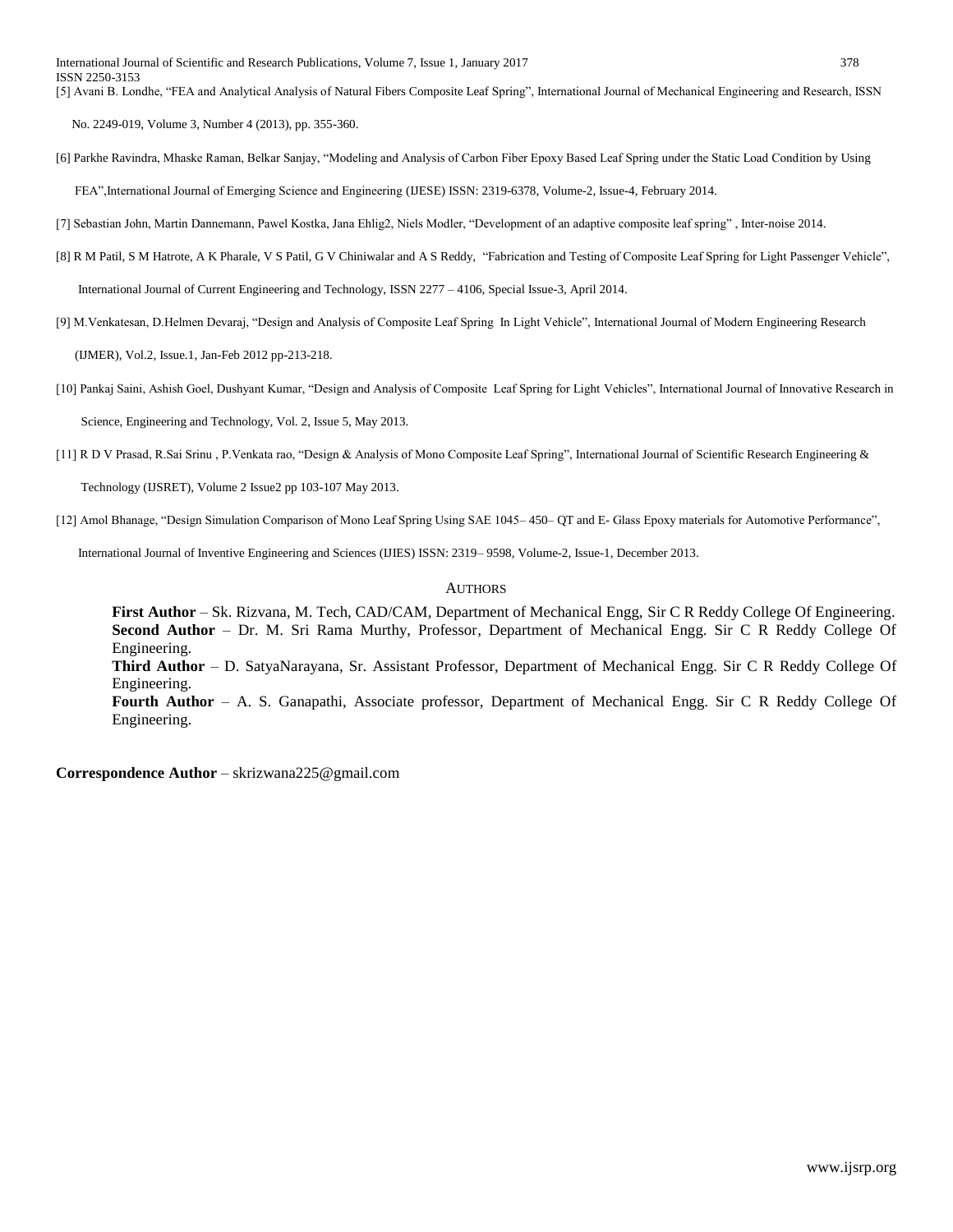[5] Avani B. Londhe, "FEA and Analytical Analysis of Natural Fibers Composite Leaf Spring", International Journal of Mechanical Engineering and Research, ISSN No. 2249-019, Volume 3, Number 4 (2013), pp. 355-360.

[6] Parkhe Ravindra, Mhaske Raman, Belkar Sanjay, "Modeling and Analysis of Carbon Fiber Epoxy Based Leaf Spring under the Static Load Condition by Using FEA",International Journal of Emerging Science and Engineering (IJESE) ISSN: 2319-6378, Volume-2, Issue-4, February 2014.

[7] Sebastian John, Martin Dannemann, Pawel Kostka, Jana Ehlig2, Niels Modler, "Development of an adaptive composite leaf spring" , Inter-noise 2014.

[8] R M Patil, S M Hatrote, A K Pharale, V S Patil, G V Chiniwalar and A S Reddy, "Fabrication and Testing of Composite Leaf Spring for Light Passenger Vehicle", International Journal of Current Engineering and Technology, ISSN 2277 – 4106, Special Issue-3, April 2014.

[9] M.Venkatesan, D.Helmen Devaraj, "Design and Analysis of Composite Leaf Spring In Light Vehicle", International Journal of Modern Engineering Research (IJMER), Vol.2, Issue.1, Jan-Feb 2012 pp-213-218.

[10] Pankaj Saini, Ashish Goel, Dushyant Kumar, "Design and Analysis of Composite Leaf Spring for Light Vehicles", International Journal of Innovative Research in Science, Engineering and Technology, Vol. 2, Issue 5, May 2013.

[11] R D V Prasad, R.Sai Srinu , P.Venkata rao, "Design & Analysis of Mono Composite Leaf Spring", International Journal of Scientific Research Engineering & Technology (IJSRET), Volume 2 Issue2 pp 103-107 May 2013.

[12] Amol Bhanage, "Design Simulation Comparison of Mono Leaf Spring Using SAE 1045– 450– QT and E- Glass Epoxy materials for Automotive Performance", International Journal of Inventive Engineering and Sciences (IJIES) ISSN: 2319– 9598, Volume-2, Issue-1, December 2013.

## AUTHORS

**First Author** – Sk. Rizvana, M. Tech, CAD/CAM, Department of Mechanical Engg, Sir C R Reddy College Of Engineering.

**Second Author** – Dr. M. Sri Rama Murthy, Professor, Department of Mechanical Engg. Sir C R Reddy College Of Engineering.

**Third Author** – D. SatyaNarayana, Sr. Assistant Professor, Department of Mechanical Engg. Sir C R Reddy College Of Engineering.

**Fourth Author** – A. S. Ganapathi, Associate professor, Department of Mechanical Engg. Sir C R Reddy College Of Engineering.

**Correspondence Author** – skrizwana225@gmail.com